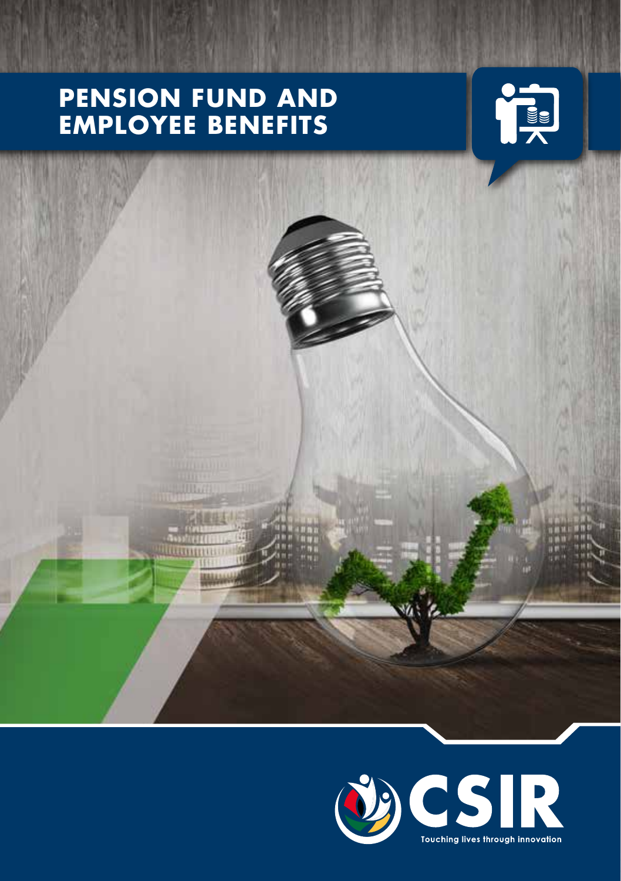# PENSION FUND AND EMPLOYEE BENEFITS

CSIR

Touching lives through innovation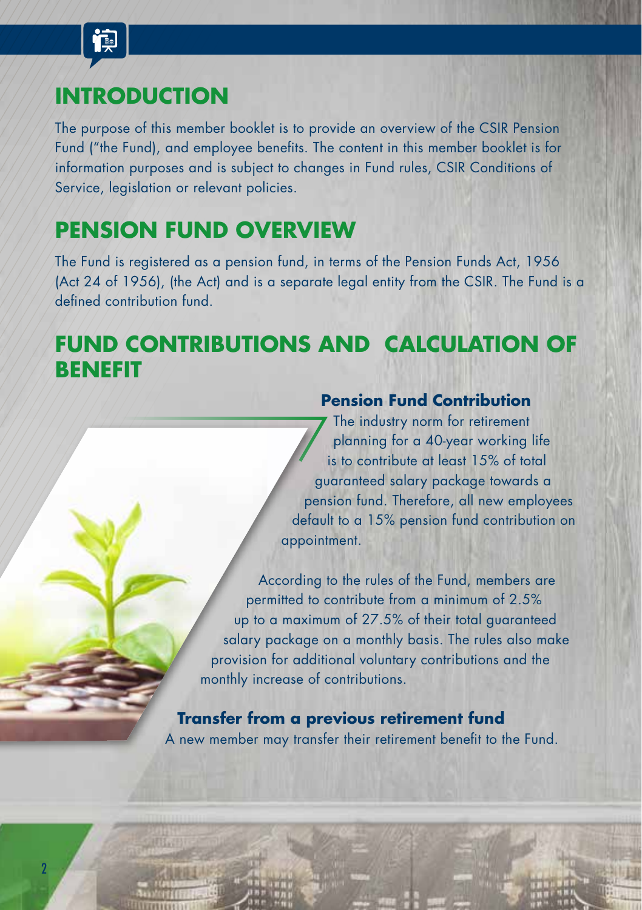## INTRODUCTION

The purpose of this member booklet is to provide an overview of the CSIR Pension Fund ("the Fund), and employee benefits. The content in this member booklet is for information purposes and is subject to changes in Fund rules, CSIR Conditions of Service, legislation or relevant policies.

## PENSION FUND OVERVIEW

The Fund is registered as a pension fund, in terms of the Pension Funds Act, 1956 (Act 24 of 1956), (the Act) and is a separate legal entity from the CSIR. The Fund is a defined contribution fund.

## FUND CONTRIBUTIONS AND CALCULATION OF BENEFIT

### Pension Fund Contribution

The industry norm for retirement planning for a 40-year working life is to contribute at least 15% of total guaranteed salary package towards a pension fund. Therefore, all new employees default to a 15% pension fund contribution on appointment.

According to the rules of the Fund, members are permitted to contribute from a minimum of 2.5% up to a maximum of 27.5% of their total guaranteed salary package on a monthly basis. The rules also make provision for additional voluntary contributions and the monthly increase of contributions.

### Transfer from a previous retirement fund

A new member may transfer their retirement benefit to the Fund.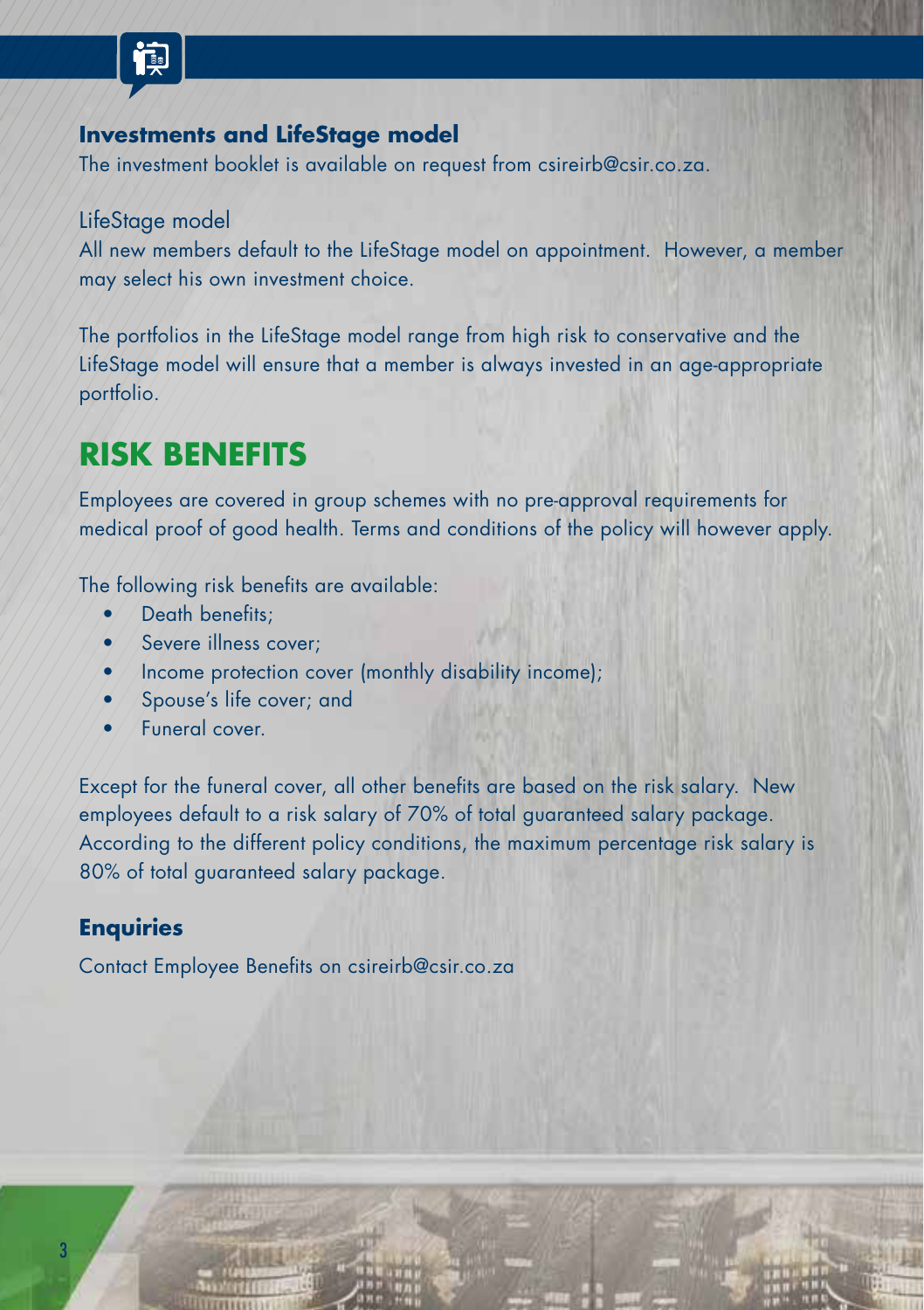### Investments and LifeStage model

The investment booklet is available on request from csireirb@csir.co.za.

LifeStage model

All new members default to the LifeStage model on appointment. However, a member may select his own investment choice.

The portfolios in the LifeStage model range from high risk to conservative and the LifeStage model will ensure that a member is always invested in an age-appropriate portfolio.

## RISK BENEFITS

Employees are covered in group schemes with no pre-approval requirements for medical proof of good health. Terms and conditions of the policy will however apply.

The following risk benefits are available:

- Death benefits;
- Severe illness cover;
- Income protection cover (monthly disability income);
- Spouse's life cover; and
- Funeral cover.

Except for the funeral cover, all other benefits are based on the risk salary. New employees default to a risk salary of 70% of total guaranteed salary package. According to the different policy conditions, the maximum percentage risk salary is 80% of total guaranteed salary package.

### Enquiries

Contact Employee Benefits on csireirb@csir.co.za